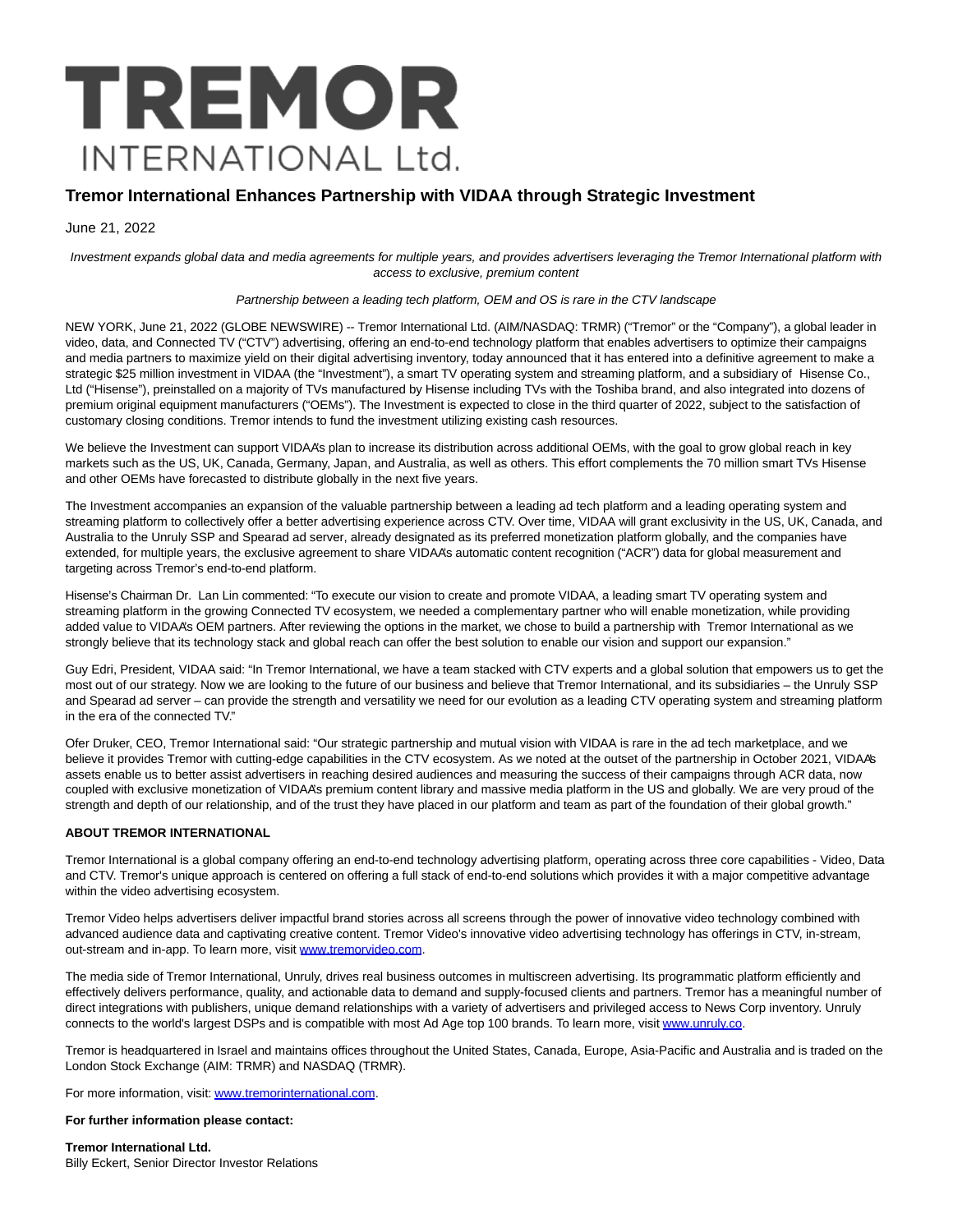# TREMOR INTERNATIONAL Ltd.

## Tremor International Enhances Partnership with VIDAA through Strategic Investment

June 21, 2022

*Investment expands global data and media agreements for multiple years, and provides advertisers leveraging the Tremor International platform with access to exclusive, premium content*

*Partnership between a leading tech platform, OEM and OS is rare in the CTV landscape*

NEW YORK, June 21, 2022 (GLOBE NEWSWIRE) -- Tremor International Ltd. (AIM/NASDAQ: TRMR) ("Tremor" or the "Company"), a global leader in video, data, and Connected TV ("CTV") advertising, offering an end-to-end technology platform that enables advertisers to optimize their campaigns and media partners to maximize yield on their digital advertising inventory, today announced that it has entered into a definitive agreement to make a strategic $25 million investment in VIDAA (the "Investment"), a smart TV operating system and streaming platform, and a subsidiary of Hisense Co., Ltd ("Hisense"), preinstalled on a majority of TVs manufactured by Hisense including TVs with the Toshiba brand, and also integrated into dozens of premium original equipment manufacturers ("OEMs"). The Investment is expected to close in the third quarter of 2022, subject to the satisfaction of customary closing conditions. Tremor intends to fund the investment utilizing existing cash resources.

We believe the Investment can support VIDAA's plan to increase its distribution across additional OEMs, with the goal to grow global reach in key markets such as the US, UK, Canada, Germany, Japan, and Australia, as well as others. This effort complements the 70 million smart TVs Hisense and other OEMs have forecasted to distribute globally in the next five years.

The Investment accompanies an expansion of the valuable partnership between a leading ad tech platform and a leading operating system and streaming platform to collectively offer a better advertising experience across CTV. Over time, VIDAA will grant exclusivity in the US, UK, Canada, and Australia to the Unruly SSP and Spearad ad server, already designated as its preferred monetization platform globally, and the companies have extended, for multiple years, the exclusive agreement to share VIDAA's automatic content recognition ("ACR") data for global measurement and targeting across Tremor's end-to-end platform.

Hisense's Chairman Dr. Lan Lin commented: "To execute our vision to create and promote VIDAA, a leading smart TV operating system and streaming platform in the growing Connected TV ecosystem, we needed a complementary partner who will enable monetization, while providing added value to VIDAA's OEM partners. After reviewing the options in the market, we chose to build a partnership with Tremor International as we strongly believe that its technology stack and global reach can offer the best solution to enable our vision and support our expansion."

Guy Edri, President, VIDAA said: "In Tremor International, we have a team stacked with CTV experts and a global solution that empowers us to get the most out of our strategy. Now we are looking to the future of our business and believe that Tremor International, and its subsidiaries – the Unruly SSP and Spearad ad server – can provide the strength and versatility we need for our evolution as a leading CTV operating system and streaming platform in the era of the connected TV."

Ofer Druker, CEO, Tremor International said: "Our strategic partnership and mutual vision with VIDAA is rare in the ad tech marketplace, and we believe it provides Tremor with cutting-edge capabilities in the CTV ecosystem. As we noted at the outset of the partnership in October 2021, VIDAA's assets enable us to better assist advertisers in reaching desired audiences and measuring the success of their campaigns through ACR data, now coupled with exclusive monetization of VIDAA's premium content library and massive media platform in the US and globally. We are very proud of the strength and depth of our relationship, and of the trust they have placed in our platform and team as part of the foundation of their global growth."

**ABOUT TREMOR INTERNATIONAL**

Tremor International is a global company offering an end-to-end technology advertising platform, operating across three core capabilities - Video, Data and CTV. Tremor's unique approach is centered on offering a full stack of end-to-end solutions which provides it with a major competitive advantage within the video advertising ecosystem.

Tremor Video helps advertisers deliver impactful brand stories across all screens through the power of innovative video technology combined with advanced audience data and captivating creative content. Tremor Video's innovative video advertising technology has offerings in CTV, in-stream, out-stream and in-app. To learn more, visit www.tremorvideo.com.

The media side of Tremor International, Unruly, drives real business outcomes in multiscreen advertising. Its programmatic platform efficiently and effectively delivers performance, quality, and actionable data to demand and supply-focused clients and partners. Tremor has a meaningful number of direct integrations with publishers, unique demand relationships with a variety of advertisers and privileged access to News Corp inventory. Unruly connects to the world's largest DSPs and is compatible with most Ad Age top 100 brands. To learn more, visit www.unruly.co.

Tremor is headquartered in Israel and maintains offices throughout the United States, Canada, Europe, Asia-Pacific and Australia and is traded on the London Stock Exchange (AIM: TRMR) and NASDAQ (TRMR).

For more information, visit: www.tremorinternational.com.

**For further information please contact:**

**Tremor International Ltd.**
Billy Eckert, Senior Director Investor Relations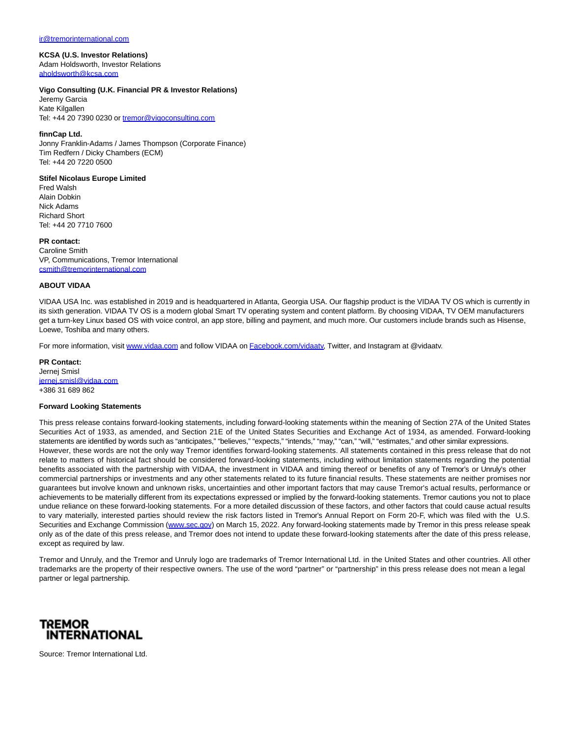ir@tremorinternational.com

**KCSA (U.S. Investor Relations)**
Adam Holdsworth, Investor Relations
aholdsworth@kcsa.com

**Vigo Consulting (U.K. Financial PR & Investor Relations)**
Jeremy Garcia
Kate Kilgallen
Tel: +44 20 7390 0230 or tremor@vigoconsulting.com

**finnCap Ltd.**
Jonny Franklin-Adams / James Thompson (Corporate Finance)
Tim Redfern / Dicky Chambers (ECM)
Tel: +44 20 7220 0500

**Stifel Nicolaus Europe Limited**
Fred Walsh
Alain Dobkin
Nick Adams
Richard Short
Tel: +44 20 7710 7600

**PR contact:**
Caroline Smith
VP, Communications, Tremor International
csmith@tremorinternational.com

**ABOUT VIDAA**

VIDAA USA Inc. was established in 2019 and is headquartered in Atlanta, Georgia USA. Our flagship product is the VIDAA TV OS which is currently in its sixth generation. VIDAA TV OS is a modern global Smart TV operating system and content platform. By choosing VIDAA, TV OEM manufacturers get a turn-key Linux based OS with voice control, an app store, billing and payment, and much more. Our customers include brands such as Hisense, Loewe, Toshiba and many others.

For more information, visit www.vidaa.com and follow VIDAA on Facebook.com/vidaatv, Twitter, and Instagram at @vidaatv.

**PR Contact:**
Jernej Smisl
jernej.smisl@vidaa.com
+386 31 689 862

**Forward Looking Statements**

This press release contains forward-looking statements, including forward-looking statements within the meaning of Section 27A of the United States Securities Act of 1933, as amended, and Section 21E of the United States Securities and Exchange Act of 1934, as amended. Forward-looking statements are identified by words such as "anticipates," "believes," "expects," "intends," "may," "can," "will," "estimates," and other similar expressions. However, these words are not the only way Tremor identifies forward-looking statements. All statements contained in this press release that do not relate to matters of historical fact should be considered forward-looking statements, including without limitation statements regarding the potential benefits associated with the partnership with VIDAA, the investment in VIDAA and timing thereof or benefits of any of Tremor's or Unruly's other commercial partnerships or investments and any other statements related to its future financial results. These statements are neither promises nor guarantees but involve known and unknown risks, uncertainties and other important factors that may cause Tremor's actual results, performance or achievements to be materially different from its expectations expressed or implied by the forward-looking statements. Tremor cautions you not to place undue reliance on these forward-looking statements. For a more detailed discussion of these factors, and other factors that could cause actual results to vary materially, interested parties should review the risk factors listed in Tremor's Annual Report on Form 20-F, which was filed with the U.S. Securities and Exchange Commission (www.sec.gov) on March 15, 2022. Any forward-looking statements made by Tremor in this press release speak only as of the date of this press release, and Tremor does not intend to update these forward-looking statements after the date of this press release, except as required by law.

Tremor and Unruly, and the Tremor and Unruly logo are trademarks of Tremor International Ltd. in the United States and other countries. All other trademarks are the property of their respective owners. The use of the word "partner" or "partnership" in this press release does not mean a legal partner or legal partnership.

TREMOR INTERNATIONAL

Source: Tremor International Ltd.